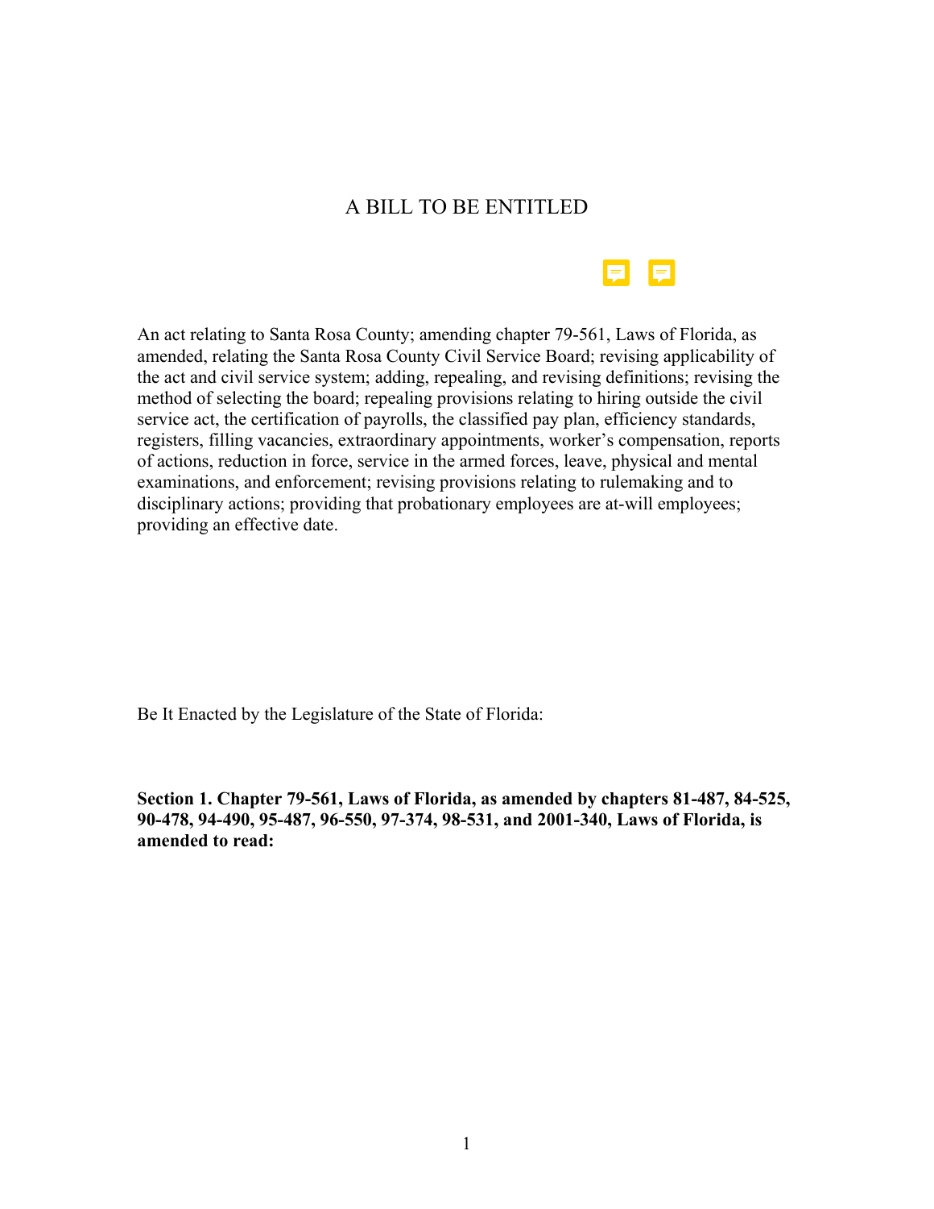# A BILL TO BE ENTITLED

An act relating to Santa Rosa County; amending chapter 79-561, Laws of Florida, as amended, relating the Santa Rosa County Civil Service Board; revising applicability of the act and civil service system; adding, repealing, and revising definitions; revising the method of selecting the board; repealing provisions relating to hiring outside the civil service act, the certification of payrolls, the classified pay plan, efficiency standards, registers, filling vacancies, extraordinary appointments, worker's compensation, reports of actions, reduction in force, service in the armed forces, leave, physical and mental examinations, and enforcement; revising provisions relating to rulemaking and to disciplinary actions; providing that probationary employees are at-will employees; providing an effective date.

Be It Enacted by the Legislature of the State of Florida:

**Section 1. Chapter 79-561, Laws of Florida, as amended by chapters 81-487, 84-525, 90-478, 94-490, 95-487, 96-550, 97-374, 98-531, and 2001-340, Laws of Florida, is amended to read:**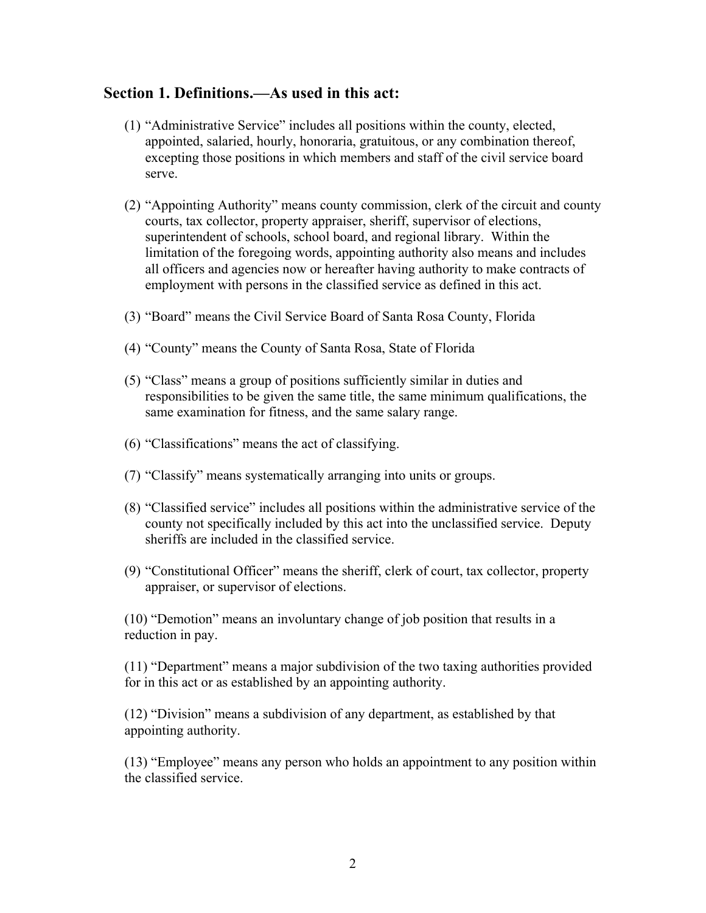## Section 1. Definitions.—As used in this act:

(1) "Administrative Service" includes all positions within the county, elected, appointed, salaried, hourly, honoraria, gratuitous, or any combination thereof, excepting those positions in which members and staff of the civil service board serve.

(2) "Appointing Authority" means county commission, clerk of the circuit and county courts, tax collector, property appraiser, sheriff, supervisor of elections, superintendent of schools, school board, and regional library. Within the limitation of the foregoing words, appointing authority also means and includes all officers and agencies now or hereafter having authority to make contracts of employment with persons in the classified service as defined in this act.

(3) "Board" means the Civil Service Board of Santa Rosa County, Florida

(4) "County" means the County of Santa Rosa, State of Florida

(5) "Class" means a group of positions sufficiently similar in duties and responsibilities to be given the same title, the same minimum qualifications, the same examination for fitness, and the same salary range.

(6) "Classifications" means the act of classifying.

(7) "Classify" means systematically arranging into units or groups.

(8) "Classified service" includes all positions within the administrative service of the county not specifically included by this act into the unclassified service. Deputy sheriffs are included in the classified service.

(9) "Constitutional Officer" means the sheriff, clerk of court, tax collector, property appraiser, or supervisor of elections.

(10) "Demotion" means an involuntary change of job position that results in a reduction in pay.

(11) "Department" means a major subdivision of the two taxing authorities provided for in this act or as established by an appointing authority.

(12) "Division" means a subdivision of any department, as established by that appointing authority.

(13) "Employee" means any person who holds an appointment to any position within the classified service.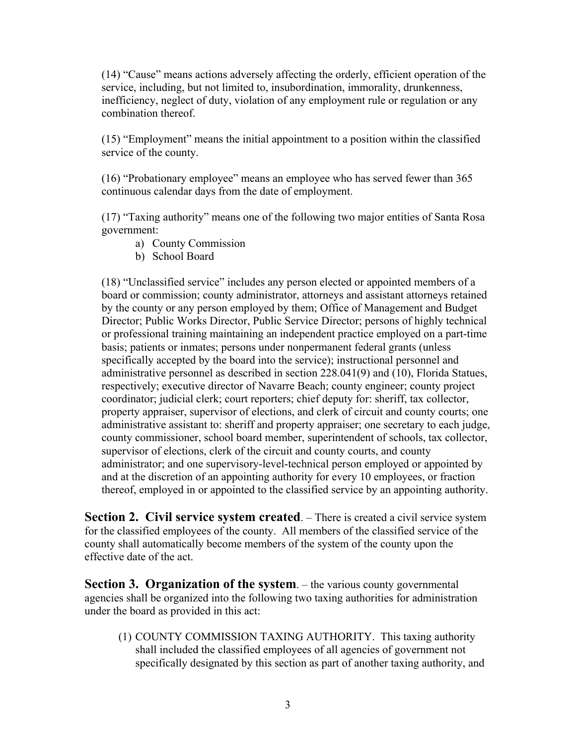(14) “Cause” means actions adversely affecting the orderly, efficient operation of the service, including, but not limited to, insubordination, immorality, drunkenness, inefficiency, neglect of duty, violation of any employment rule or regulation or any combination thereof.

(15) “Employment” means the initial appointment to a position within the classified service of the county.

(16) “Probationary employee” means an employee who has served fewer than 365 continuous calendar days from the date of employment.

(17) “Taxing authority” means one of the following two major entities of Santa Rosa government:

a) County Commission
b) School Board

(18) “Unclassified service” includes any person elected or appointed members of a board or commission; county administrator, attorneys and assistant attorneys retained by the county or any person employed by them; Office of Management and Budget Director; Public Works Director, Public Service Director; persons of highly technical or professional training maintaining an independent practice employed on a part-time basis; patients or inmates; persons under nonpermanent federal grants (unless specifically accepted by the board into the service); instructional personnel and administrative personnel as described in section 228.041(9) and (10), Florida Statues, respectively; executive director of Navarre Beach; county engineer; county project coordinator; judicial clerk; court reporters; chief deputy for: sheriff, tax collector, property appraiser, supervisor of elections, and clerk of circuit and county courts; one administrative assistant to: sheriff and property appraiser; one secretary to each judge, county commissioner, school board member, superintendent of schools, tax collector, supervisor of elections, clerk of the circuit and county courts, and county administrator; and one supervisory-level-technical person employed or appointed by and at the discretion of an appointing authority for every 10 employees, or fraction thereof, employed in or appointed to the classified service by an appointing authority.

**Section 2. Civil service system created**. – There is created a civil service system for the classified employees of the county. All members of the classified service of the county shall automatically become members of the system of the county upon the effective date of the act.

**Section 3. Organization of the system**. – the various county governmental agencies shall be organized into the following two taxing authorities for administration under the board as provided in this act:

(1) COUNTY COMMISSION TAXING AUTHORITY. This taxing authority shall included the classified employees of all agencies of government not specifically designated by this section as part of another taxing authority, and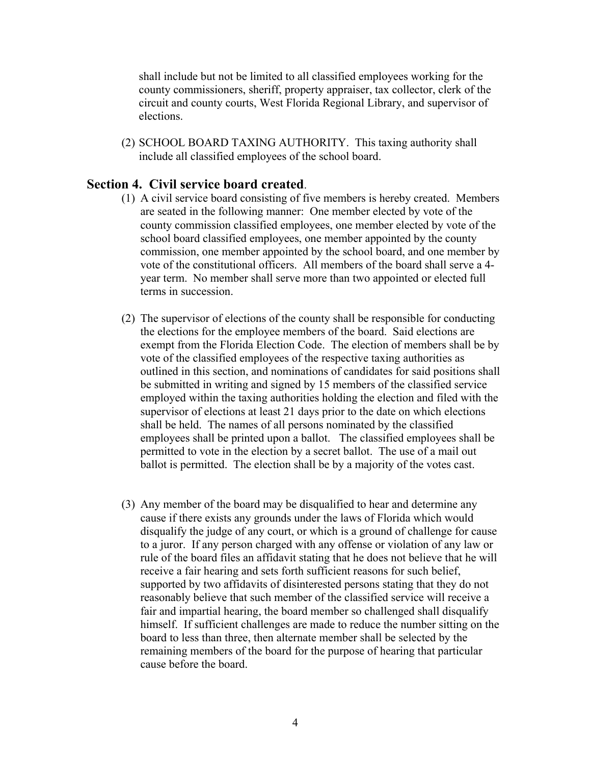shall include but not be limited to all classified employees working for the county commissioners, sheriff, property appraiser, tax collector, clerk of the circuit and county courts, West Florida Regional Library, and supervisor of elections.

(2) SCHOOL BOARD TAXING AUTHORITY. This taxing authority shall include all classified employees of the school board.

## Section 4. Civil service board created.

(1) A civil service board consisting of five members is hereby created. Members are seated in the following manner: One member elected by vote of the county commission classified employees, one member elected by vote of the school board classified employees, one member appointed by the county commission, one member appointed by the school board, and one member by vote of the constitutional officers. All members of the board shall serve a 4-year term. No member shall serve more than two appointed or elected full terms in succession.

(2) The supervisor of elections of the county shall be responsible for conducting the elections for the employee members of the board. Said elections are exempt from the Florida Election Code. The election of members shall be by vote of the classified employees of the respective taxing authorities as outlined in this section, and nominations of candidates for said positions shall be submitted in writing and signed by 15 members of the classified service employed within the taxing authorities holding the election and filed with the supervisor of elections at least 21 days prior to the date on which elections shall be held. The names of all persons nominated by the classified employees shall be printed upon a ballot. The classified employees shall be permitted to vote in the election by a secret ballot. The use of a mail out ballot is permitted. The election shall be by a majority of the votes cast.

(3) Any member of the board may be disqualified to hear and determine any cause if there exists any grounds under the laws of Florida which would disqualify the judge of any court, or which is a ground of challenge for cause to a juror. If any person charged with any offense or violation of any law or rule of the board files an affidavit stating that he does not believe that he will receive a fair hearing and sets forth sufficient reasons for such belief, supported by two affidavits of disinterested persons stating that they do not reasonably believe that such member of the classified service will receive a fair and impartial hearing, the board member so challenged shall disqualify himself. If sufficient challenges are made to reduce the number sitting on the board to less than three, then alternate member shall be selected by the remaining members of the board for the purpose of hearing that particular cause before the board.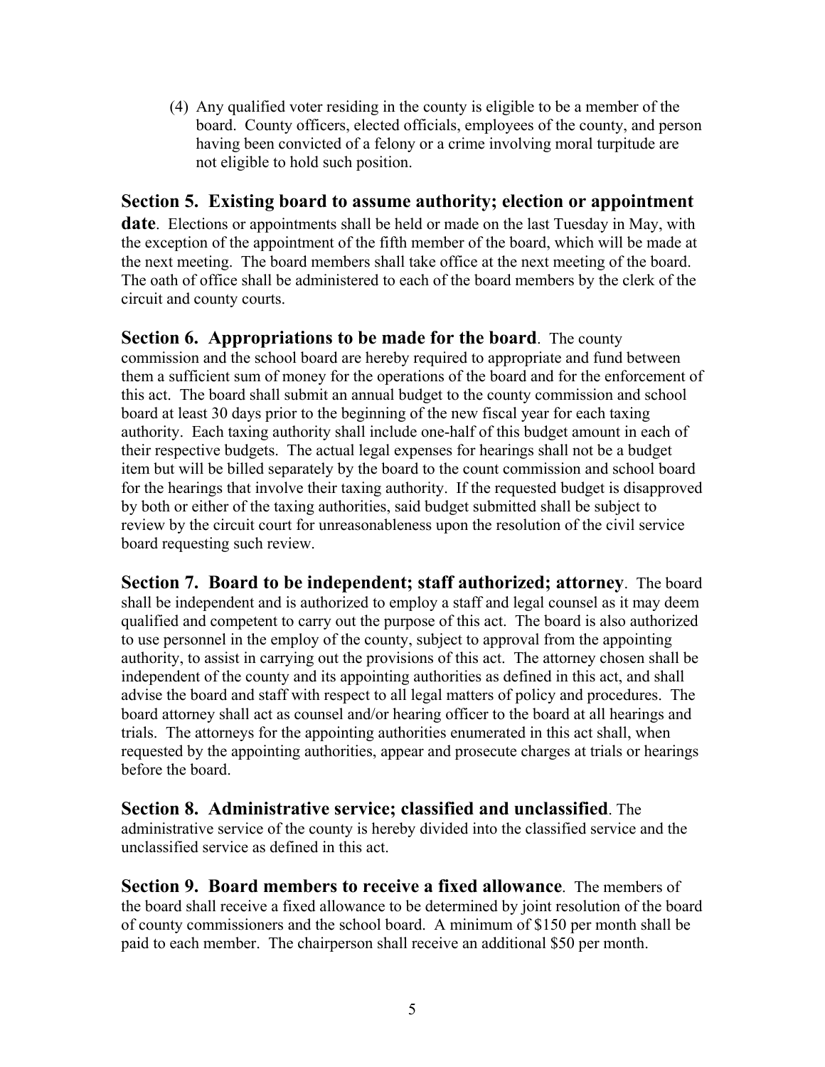(4) Any qualified voter residing in the county is eligible to be a member of the board. County officers, elected officials, employees of the county, and person having been convicted of a felony or a crime involving moral turpitude are not eligible to hold such position.

**Section 5. Existing board to assume authority; election or appointment date**. Elections or appointments shall be held or made on the last Tuesday in May, with the exception of the appointment of the fifth member of the board, which will be made at the next meeting. The board members shall take office at the next meeting of the board. The oath of office shall be administered to each of the board members by the clerk of the circuit and county courts.

**Section 6. Appropriations to be made for the board**. The county commission and the school board are hereby required to appropriate and fund between them a sufficient sum of money for the operations of the board and for the enforcement of this act. The board shall submit an annual budget to the county commission and school board at least 30 days prior to the beginning of the new fiscal year for each taxing authority. Each taxing authority shall include one-half of this budget amount in each of their respective budgets. The actual legal expenses for hearings shall not be a budget item but will be billed separately by the board to the count commission and school board for the hearings that involve their taxing authority. If the requested budget is disapproved by both or either of the taxing authorities, said budget submitted shall be subject to review by the circuit court for unreasonableness upon the resolution of the civil service board requesting such review.

**Section 7. Board to be independent; staff authorized; attorney**. The board shall be independent and is authorized to employ a staff and legal counsel as it may deem qualified and competent to carry out the purpose of this act. The board is also authorized to use personnel in the employ of the county, subject to approval from the appointing authority, to assist in carrying out the provisions of this act. The attorney chosen shall be independent of the county and its appointing authorities as defined in this act, and shall advise the board and staff with respect to all legal matters of policy and procedures. The board attorney shall act as counsel and/or hearing officer to the board at all hearings and trials. The attorneys for the appointing authorities enumerated in this act shall, when requested by the appointing authorities, appear and prosecute charges at trials or hearings before the board.

**Section 8. Administrative service; classified and unclassified**. The administrative service of the county is hereby divided into the classified service and the unclassified service as defined in this act.

**Section 9. Board members to receive a fixed allowance**. The members of the board shall receive a fixed allowance to be determined by joint resolution of the board of county commissioners and the school board. A minimum of $150 per month shall be paid to each member. The chairperson shall receive an additional $50 per month.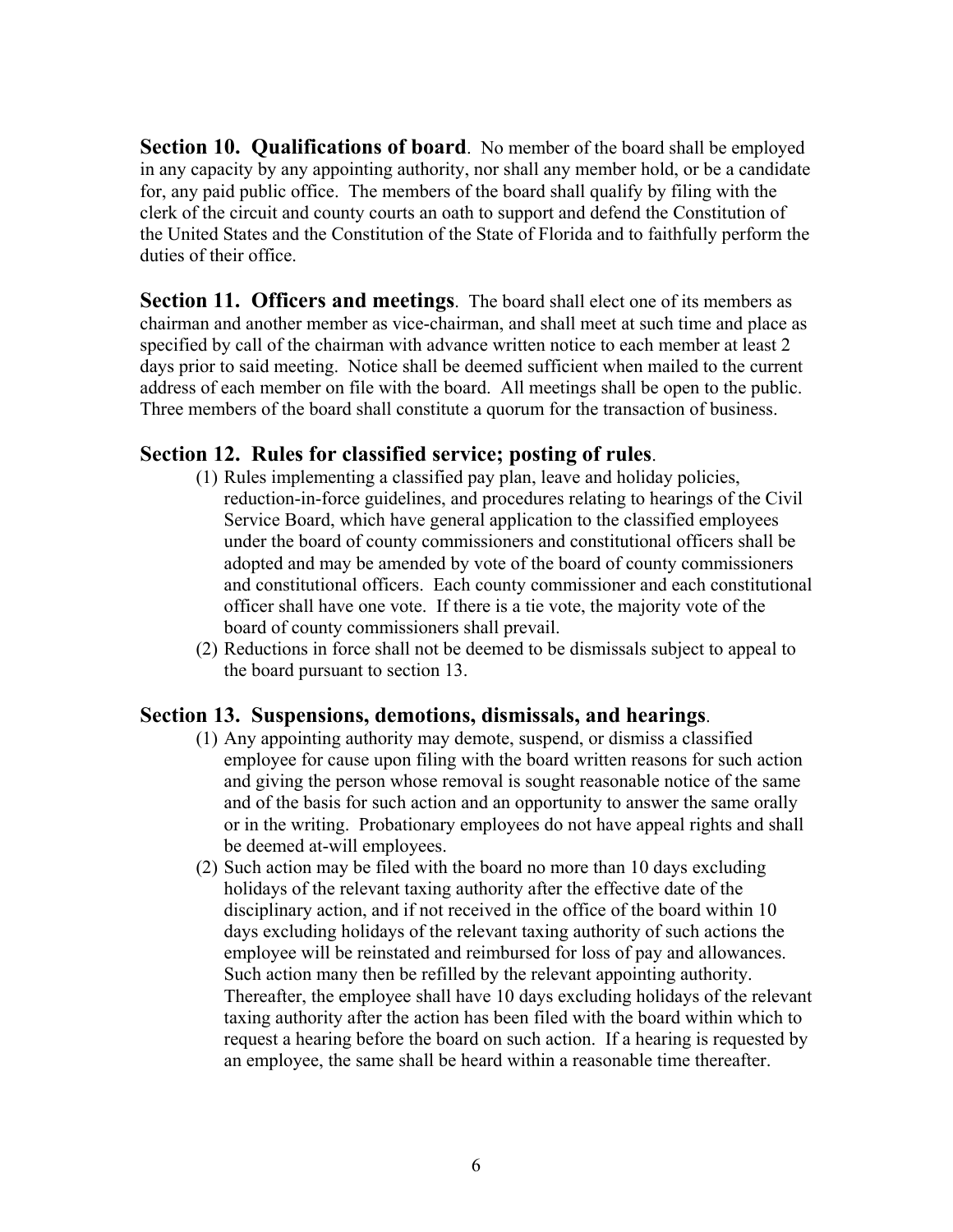**Section 10. Qualifications of board**. No member of the board shall be employed in any capacity by any appointing authority, nor shall any member hold, or be a candidate for, any paid public office. The members of the board shall qualify by filing with the clerk of the circuit and county courts an oath to support and defend the Constitution of the United States and the Constitution of the State of Florida and to faithfully perform the duties of their office.

**Section 11. Officers and meetings**. The board shall elect one of its members as chairman and another member as vice-chairman, and shall meet at such time and place as specified by call of the chairman with advance written notice to each member at least 2 days prior to said meeting. Notice shall be deemed sufficient when mailed to the current address of each member on file with the board. All meetings shall be open to the public. Three members of the board shall constitute a quorum for the transaction of business.

**Section 12. Rules for classified service; posting of rules**.

(1) Rules implementing a classified pay plan, leave and holiday policies, reduction-in-force guidelines, and procedures relating to hearings of the Civil Service Board, which have general application to the classified employees under the board of county commissioners and constitutional officers shall be adopted and may be amended by vote of the board of county commissioners and constitutional officers. Each county commissioner and each constitutional officer shall have one vote. If there is a tie vote, the majority vote of the board of county commissioners shall prevail.

(2) Reductions in force shall not be deemed to be dismissals subject to appeal to the board pursuant to section 13.

**Section 13. Suspensions, demotions, dismissals, and hearings**.

(1) Any appointing authority may demote, suspend, or dismiss a classified employee for cause upon filing with the board written reasons for such action and giving the person whose removal is sought reasonable notice of the same and of the basis for such action and an opportunity to answer the same orally or in the writing. Probationary employees do not have appeal rights and shall be deemed at-will employees.

(2) Such action may be filed with the board no more than 10 days excluding holidays of the relevant taxing authority after the effective date of the disciplinary action, and if not received in the office of the board within 10 days excluding holidays of the relevant taxing authority of such actions the employee will be reinstated and reimbursed for loss of pay and allowances. Such action many then be refilled by the relevant appointing authority. Thereafter, the employee shall have 10 days excluding holidays of the relevant taxing authority after the action has been filed with the board within which to request a hearing before the board on such action. If a hearing is requested by an employee, the same shall be heard within a reasonable time thereafter.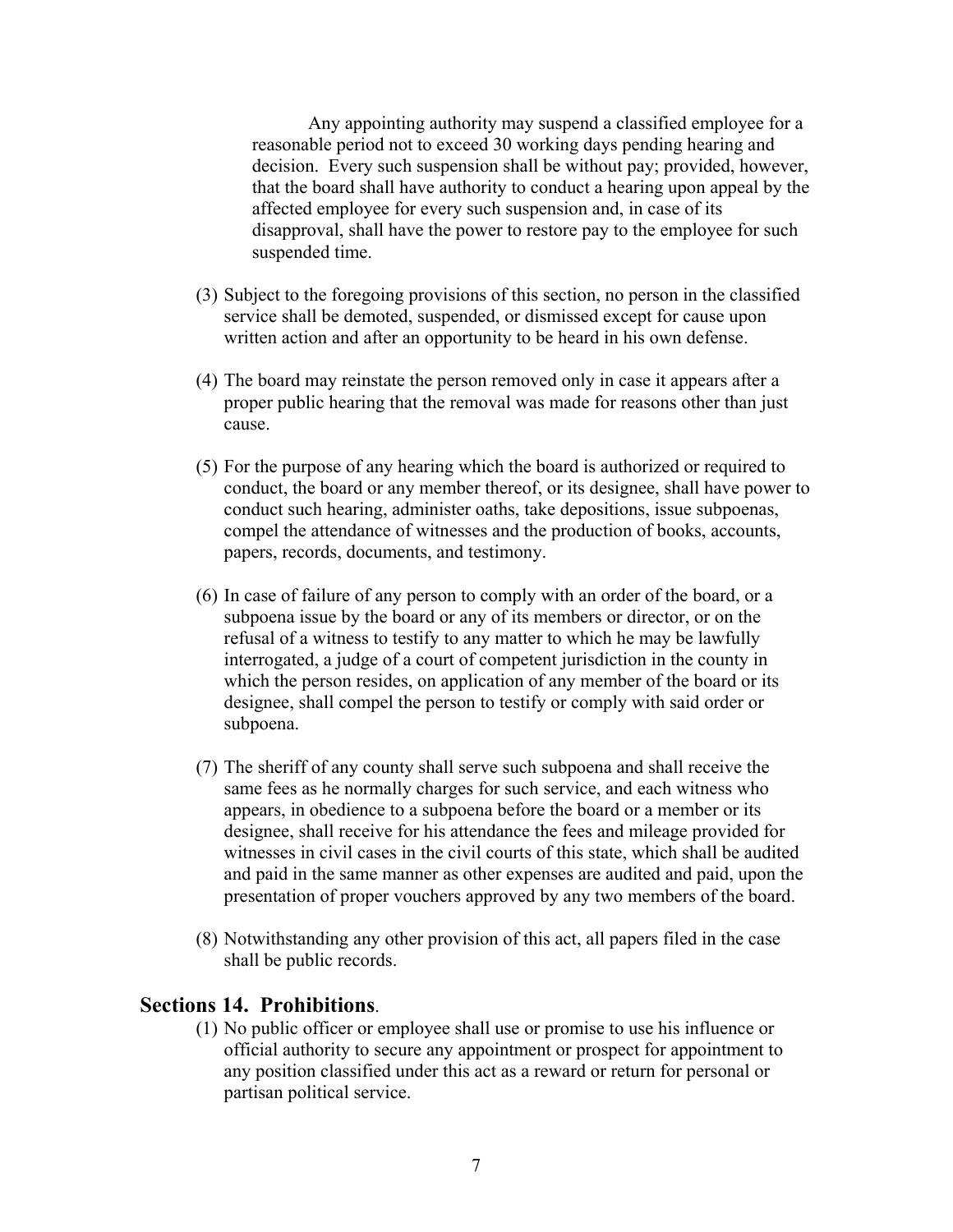Any appointing authority may suspend a classified employee for a reasonable period not to exceed 30 working days pending hearing and decision. Every such suspension shall be without pay; provided, however, that the board shall have authority to conduct a hearing upon appeal by the affected employee for every such suspension and, in case of its disapproval, shall have the power to restore pay to the employee for such suspended time.

(3) Subject to the foregoing provisions of this section, no person in the classified service shall be demoted, suspended, or dismissed except for cause upon written action and after an opportunity to be heard in his own defense.

(4) The board may reinstate the person removed only in case it appears after a proper public hearing that the removal was made for reasons other than just cause.

(5) For the purpose of any hearing which the board is authorized or required to conduct, the board or any member thereof, or its designee, shall have power to conduct such hearing, administer oaths, take depositions, issue subpoenas, compel the attendance of witnesses and the production of books, accounts, papers, records, documents, and testimony.

(6) In case of failure of any person to comply with an order of the board, or a subpoena issue by the board or any of its members or director, or on the refusal of a witness to testify to any matter to which he may be lawfully interrogated, a judge of a court of competent jurisdiction in the county in which the person resides, on application of any member of the board or its designee, shall compel the person to testify or comply with said order or subpoena.

(7) The sheriff of any county shall serve such subpoena and shall receive the same fees as he normally charges for such service, and each witness who appears, in obedience to a subpoena before the board or a member or its designee, shall receive for his attendance the fees and mileage provided for witnesses in civil cases in the civil courts of this state, which shall be audited and paid in the same manner as other expenses are audited and paid, upon the presentation of proper vouchers approved by any two members of the board.

(8) Notwithstanding any other provision of this act, all papers filed in the case shall be public records.

## Sections 14. Prohibitions.

(1) No public officer or employee shall use or promise to use his influence or official authority to secure any appointment or prospect for appointment to any position classified under this act as a reward or return for personal or partisan political service.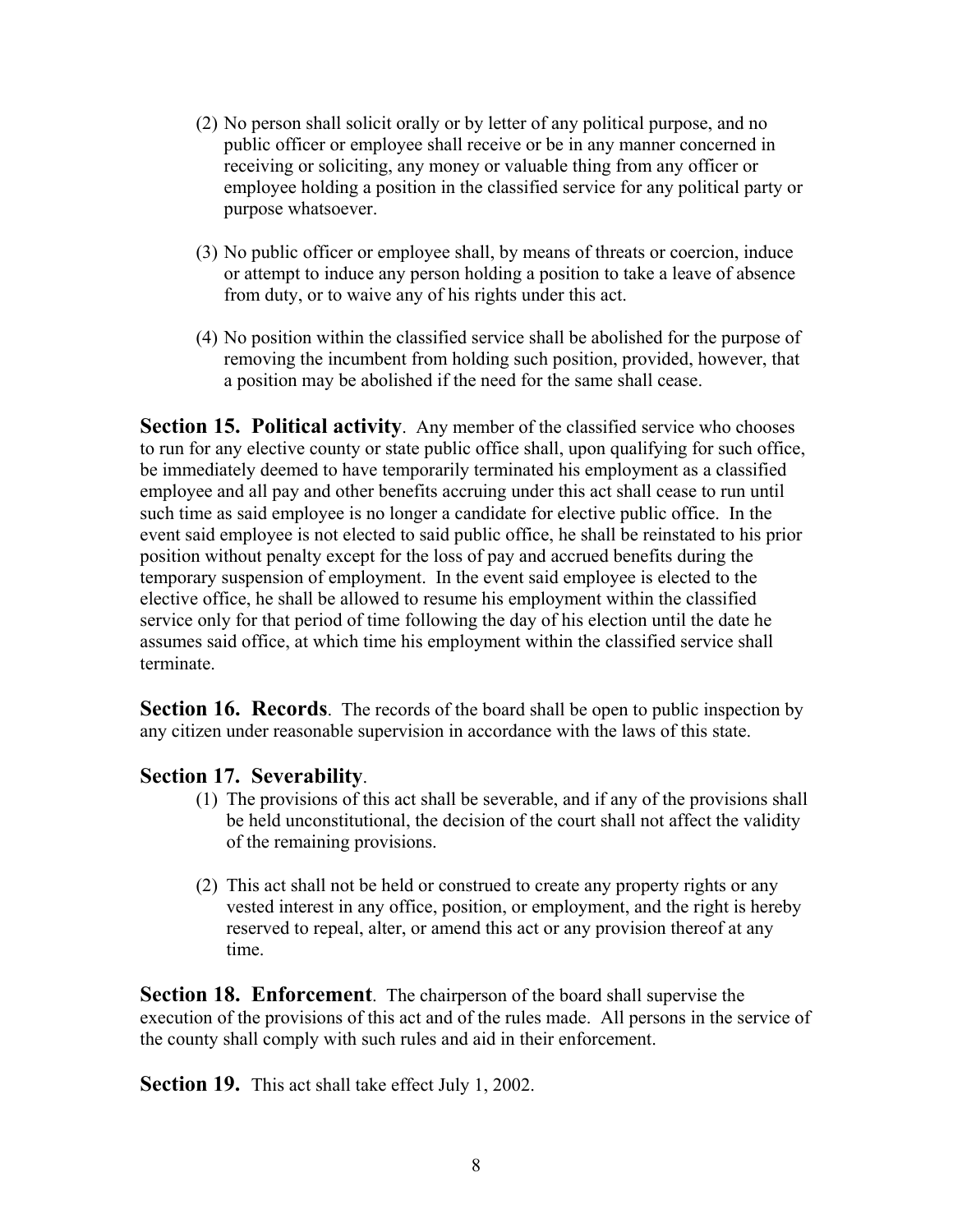(2) No person shall solicit orally or by letter of any political purpose, and no public officer or employee shall receive or be in any manner concerned in receiving or soliciting, any money or valuable thing from any officer or employee holding a position in the classified service for any political party or purpose whatsoever.

(3) No public officer or employee shall, by means of threats or coercion, induce or attempt to induce any person holding a position to take a leave of absence from duty, or to waive any of his rights under this act.

(4) No position within the classified service shall be abolished for the purpose of removing the incumbent from holding such position, provided, however, that a position may be abolished if the need for the same shall cease.

**Section 15. Political activity**. Any member of the classified service who chooses to run for any elective county or state public office shall, upon qualifying for such office, be immediately deemed to have temporarily terminated his employment as a classified employee and all pay and other benefits accruing under this act shall cease to run until such time as said employee is no longer a candidate for elective public office. In the event said employee is not elected to said public office, he shall be reinstated to his prior position without penalty except for the loss of pay and accrued benefits during the temporary suspension of employment. In the event said employee is elected to the elective office, he shall be allowed to resume his employment within the classified service only for that period of time following the day of his election until the date he assumes said office, at which time his employment within the classified service shall terminate.

**Section 16. Records**. The records of the board shall be open to public inspection by any citizen under reasonable supervision in accordance with the laws of this state.

**Section 17. Severability**.

(1) The provisions of this act shall be severable, and if any of the provisions shall be held unconstitutional, the decision of the court shall not affect the validity of the remaining provisions.

(2) This act shall not be held or construed to create any property rights or any vested interest in any office, position, or employment, and the right is hereby reserved to repeal, alter, or amend this act or any provision thereof at any time.

**Section 18. Enforcement**. The chairperson of the board shall supervise the execution of the provisions of this act and of the rules made. All persons in the service of the county shall comply with such rules and aid in their enforcement.

**Section 19.** This act shall take effect July 1, 2002.